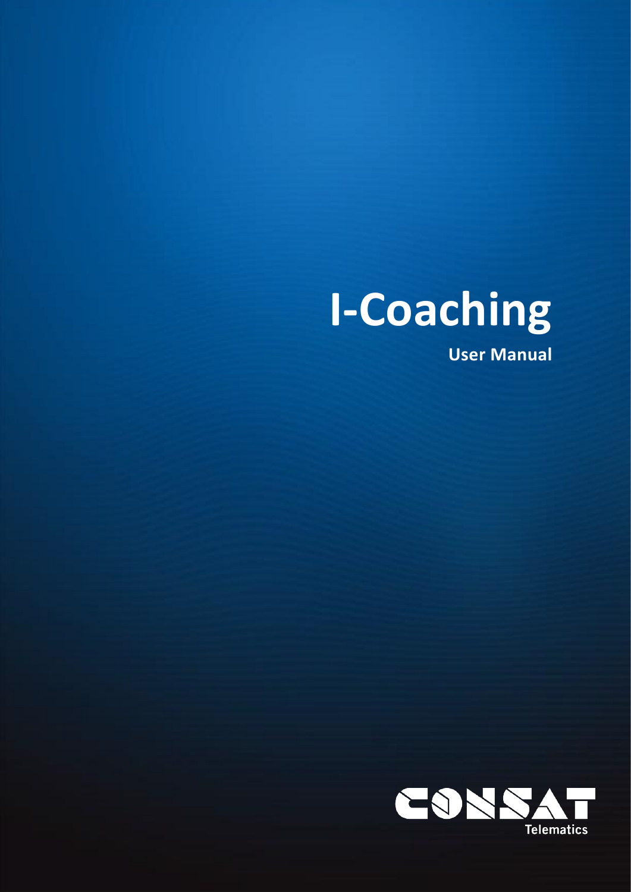# I-Coaching

**User Manual**

CONSAT

Telematics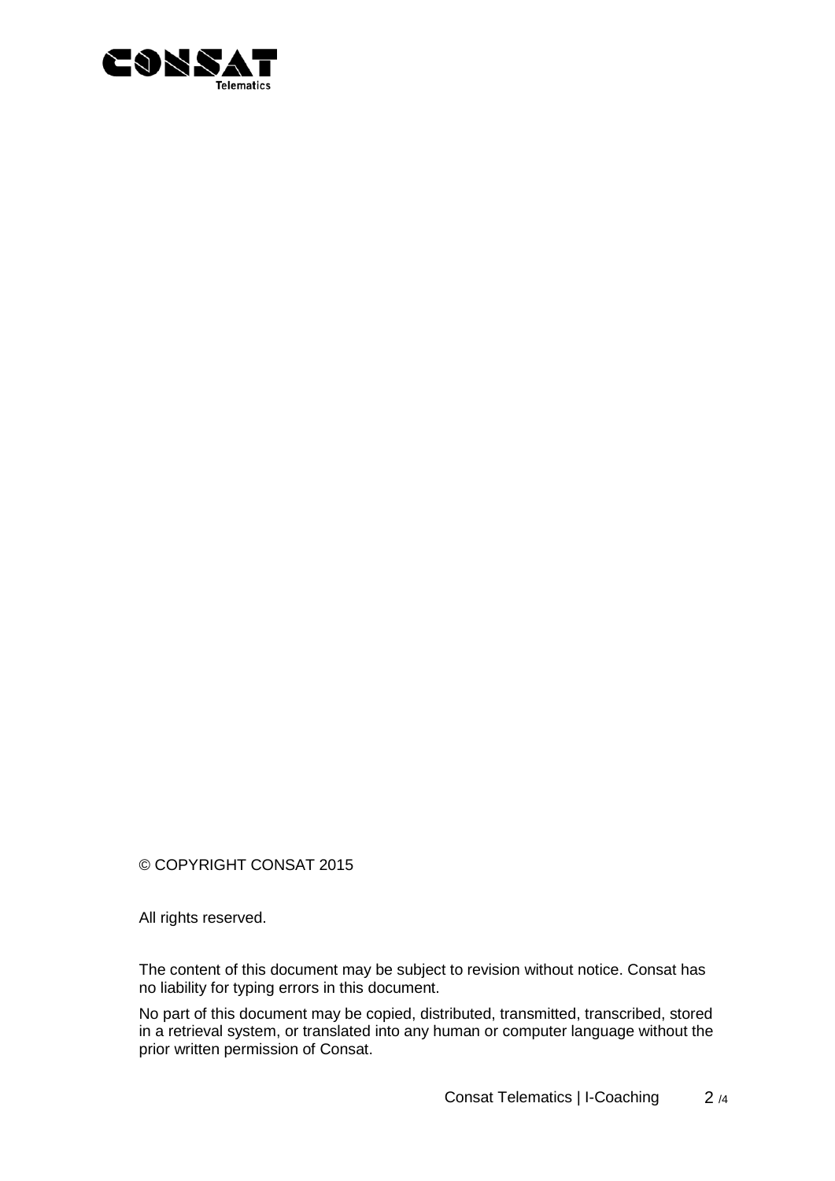© COPYRIGHT CONSAT 2015

All rights reserved.

The content of this document may be subject to revision without notice. Consat has no liability for typing errors in this document.

No part of this document may be copied, distributed, transmitted, transcribed, stored in a retrieval system, or translated into any human or computer language without the prior written permission of Consat.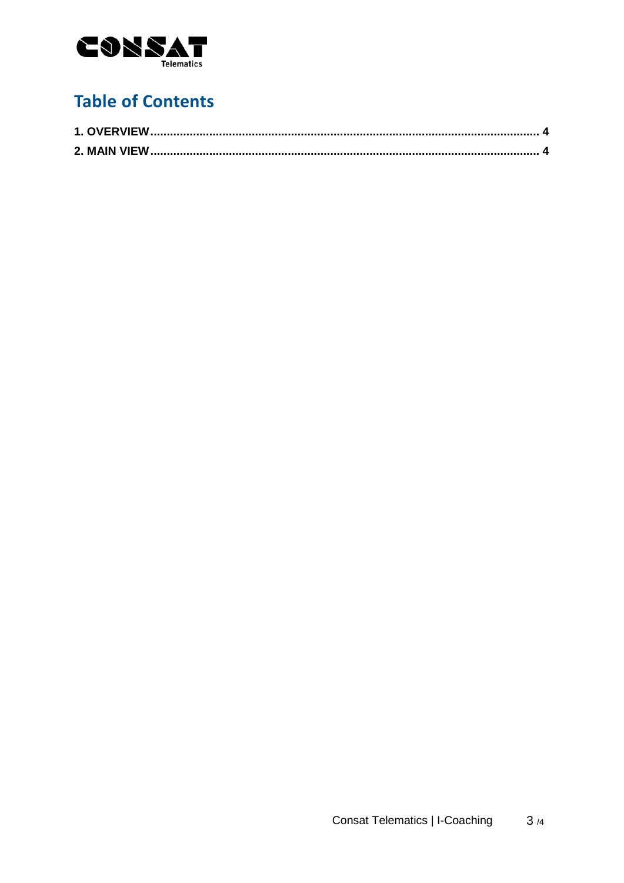## Table of Contents

**1. OVERVIEW** .................................................................................................................... **4**

**2. MAIN VIEW** .................................................................................................................... **4**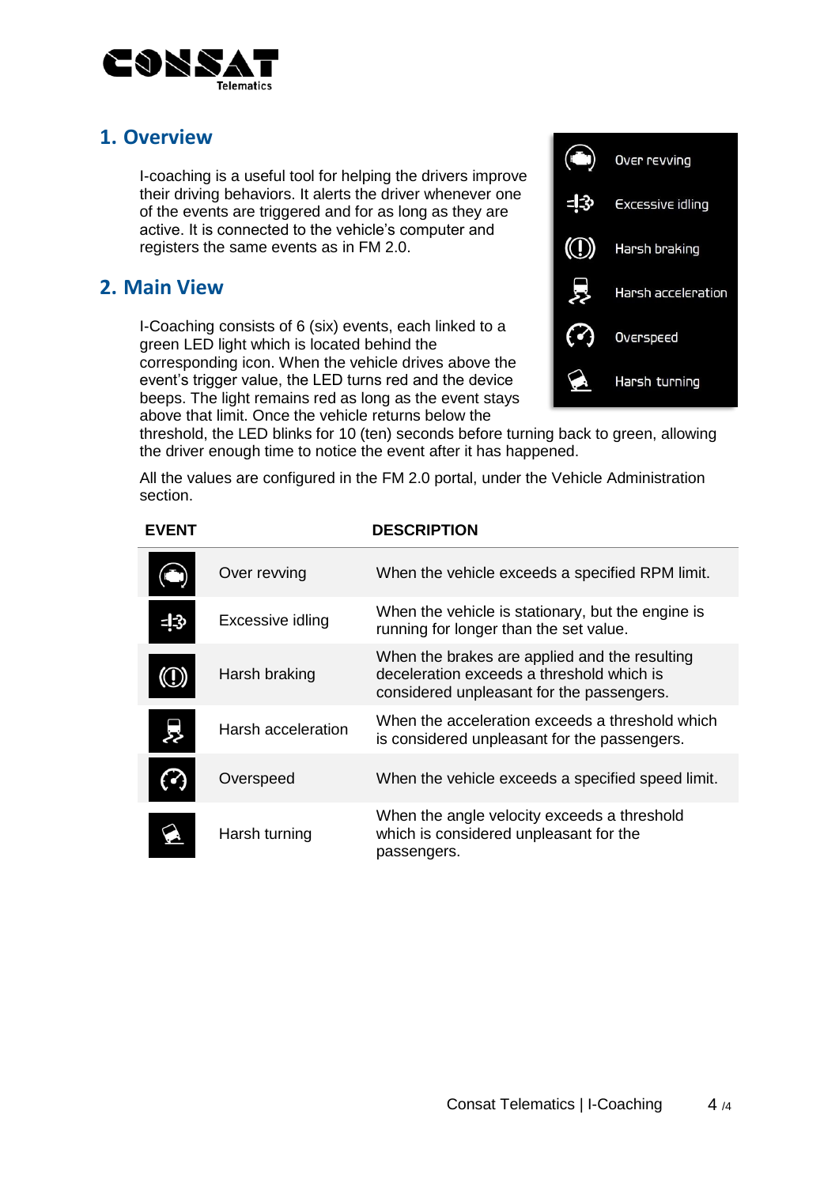## 1. Overview

I-coaching is a useful tool for helping the drivers improve their driving behaviors. It alerts the driver whenever one of the events are triggered and for as long as they are active. It is connected to the vehicle's computer and registers the same events as in FM 2.0.

## 2. Main View

I-Coaching consists of 6 (six) events, each linked to a green LED light which is located behind the corresponding icon. When the vehicle drives above the event's trigger value, the LED turns red and the device beeps. The light remains red as long as the event stays above that limit. Once the vehicle returns below the threshold, the LED blinks for 10 (ten) seconds before turning back to green, allowing the driver enough time to notice the event after it has happened.

Over revving
Excessive idling
Harsh braking
Harsh acceleration
Overspeed
Harsh turning

All the values are configured in the FM 2.0 portal, under the Vehicle Administration section.

| EVENT | | DESCRIPTION |
|---|---|---|
| | Over revving | When the vehicle exceeds a specified RPM limit. |
| | Excessive idling | When the vehicle is stationary, but the engine is running for longer than the set value. |
| | Harsh braking | When the brakes are applied and the resulting deceleration exceeds a threshold which is considered unpleasant for the passengers. |
| | Harsh acceleration | When the acceleration exceeds a threshold which is considered unpleasant for the passengers. |
| | Overspeed | When the vehicle exceeds a specified speed limit. |
| | Harsh turning | When the angle velocity exceeds a threshold which is considered unpleasant for the passengers. |